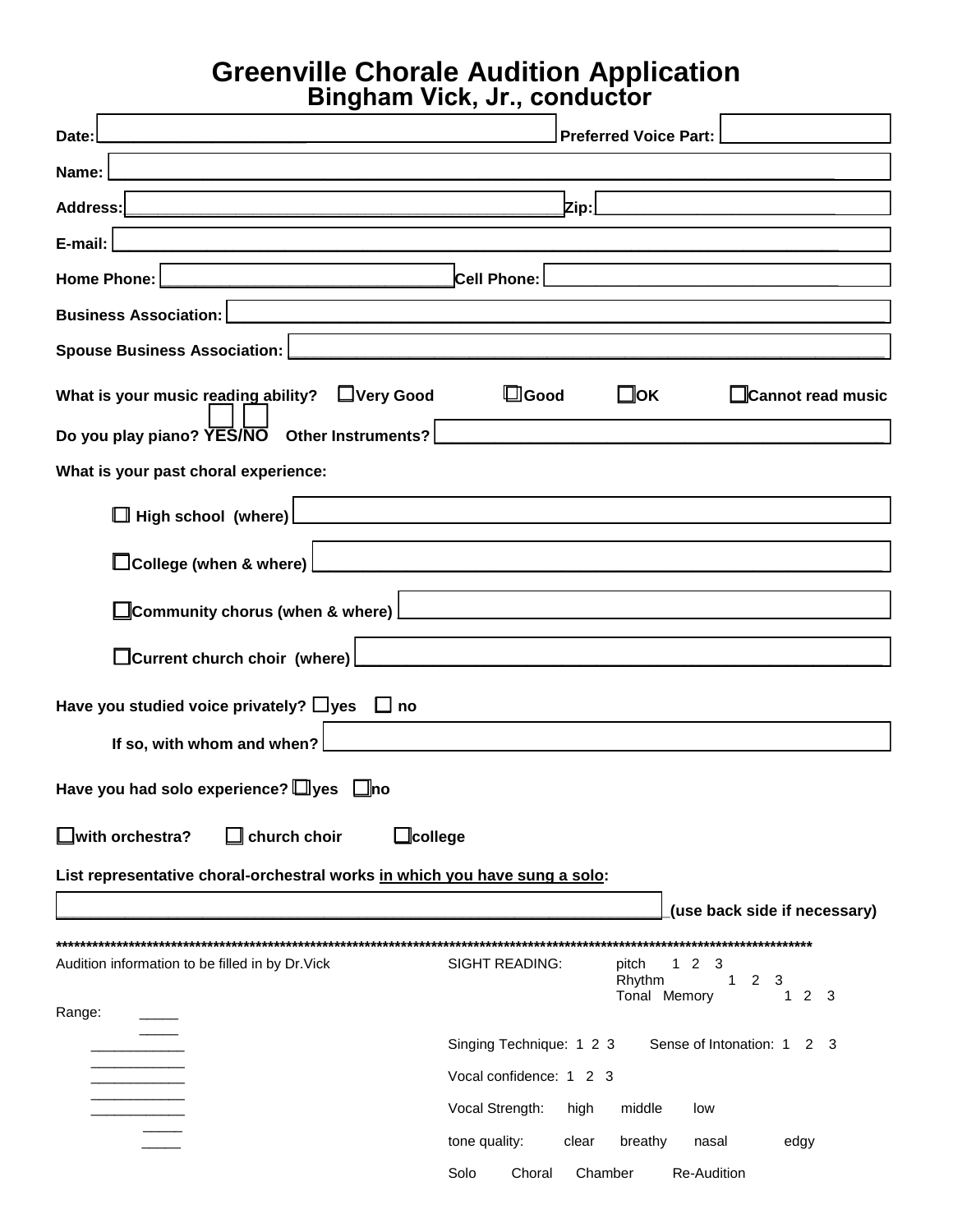# Greenville Chorale Audition Application

## Bingham Vick, Jr., conductor

**Date:** ______________________ **Preferred Voice Part:** ______________

**Name:** ____________________________________________________________

**Address:** ________________________________________ **Zip:** ______________

**E-mail:** ____________________________________________________________

**Home Phone:** ____________________________ **Cell Phone:** ____________________________

**Business Association:** ____________________________________________________________

**Spouse Business Association:** ____________________________________________________________

**What is your music reading ability?** ☐ **Very Good** ☐ **Good** ☐ **OK** ☐ **Cannot read music**

**Do you play piano? YES/NO** **Other Instruments?** ______________________________________

**What is your past choral experience:**

- ☐ **High school (where)** ______________________________________
- ☐ **College (when & where)** ______________________________________
- ☐ **Community chorus (when & where)** ______________________________________
- ☐ **Current church choir (where)** ______________________________________

**Have you studied voice privately?** ☐ **yes** ☐ **no**

**If so, with whom and when?** ______________________________________

**Have you had solo experience?** ☐ **yes** ☐ **no**

☐ **with orchestra?** ☐ **church choir** ☐ **college**

**List representative choral-orchestral works <u>in which you have sung a solo</u>:**

____________________________________________________________ **(use back side if necessary)**

***********************************************************************************************************************

Audition information to be filled in by Dr.Vick

Range: _____
_____
____________
____________
____________
____________
____________
_____
_____

SIGHT READING:
- pitch 1 2 3
- Rhythm 1 2 3
- Tonal Memory 1 2 3

Singing Technique: 1 2 3 Sense of Intonation: 1 2 3

Vocal confidence: 1 2 3

Vocal Strength: high middle low

tone quality: clear breathy nasal edgy

Solo Choral Chamber Re-Audition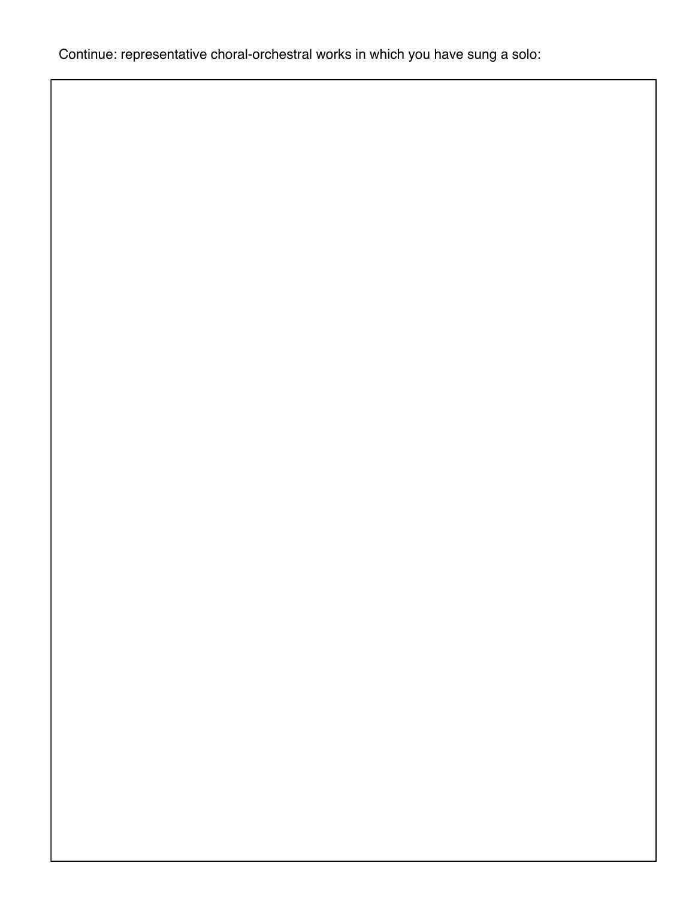Continue: representative choral-orchestral works in which you have sung a solo: